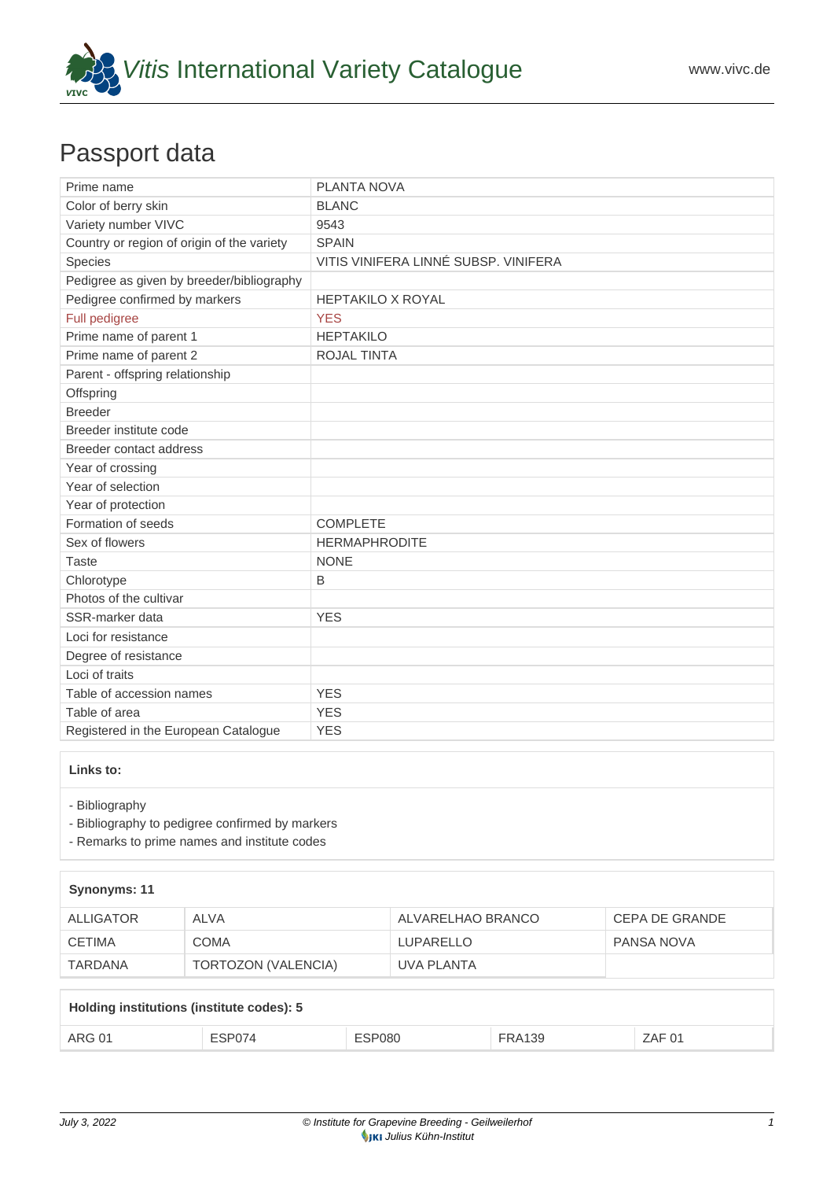# *Vitis* International Variety Catalogue

www.vivc.de

## Passport data

| | |
|---|---|
| Prime name | PLANTA NOVA |
| Color of berry skin | BLANC |
| Variety number VIVC | 9543 |
| Country or region of origin of the variety | SPAIN |
| Species | VITIS VINIFERA LINNÉ SUBSP. VINIFERA |
| Pedigree as given by breeder/bibliography | |
| Pedigree confirmed by markers | HEPTAKILO X ROYAL |
| Full pedigree | YES |
| Prime name of parent 1 | HEPTAKILO |
| Prime name of parent 2 | ROJAL TINTA |
| Parent - offspring relationship | |
| Offspring | |
| Breeder | |
| Breeder institute code | |
| Breeder contact address | |
| Year of crossing | |
| Year of selection | |
| Year of protection | |
| Formation of seeds | COMPLETE |
| Sex of flowers | HERMAPHRODITE |
| Taste | NONE |
| Chlorotype | B |
| Photos of the cultivar | |
| SSR-marker data | YES |
| Loci for resistance | |
| Degree of resistance | |
| Loci of traits | |
| Table of accession names | YES |
| Table of area | YES |
| Registered in the European Catalogue | YES |

**Links to:**

- Bibliography
- Bibliography to pedigree confirmed by markers
- Remarks to prime names and institute codes

**Synonyms: 11**

| | | | |
|---|---|---|---|
| ALLIGATOR | ALVA | ALVARELHAO BRANCO | CEPA DE GRANDE |
| CETIMA | COMA | LUPARELLO | PANSA NOVA |
| TARDANA | TORTOZON (VALENCIA) | UVA PLANTA | |

**Holding institutions (institute codes): 5**

| | | | | |
|---|---|---|---|---|
| ARG 01 | ESP074 | ESP080 | FRA139 | ZAF 01 |

*July 3, 2022* — *© Institute for Grapevine Breeding - Geilweilerhof* — *Julius Kühn-Institut*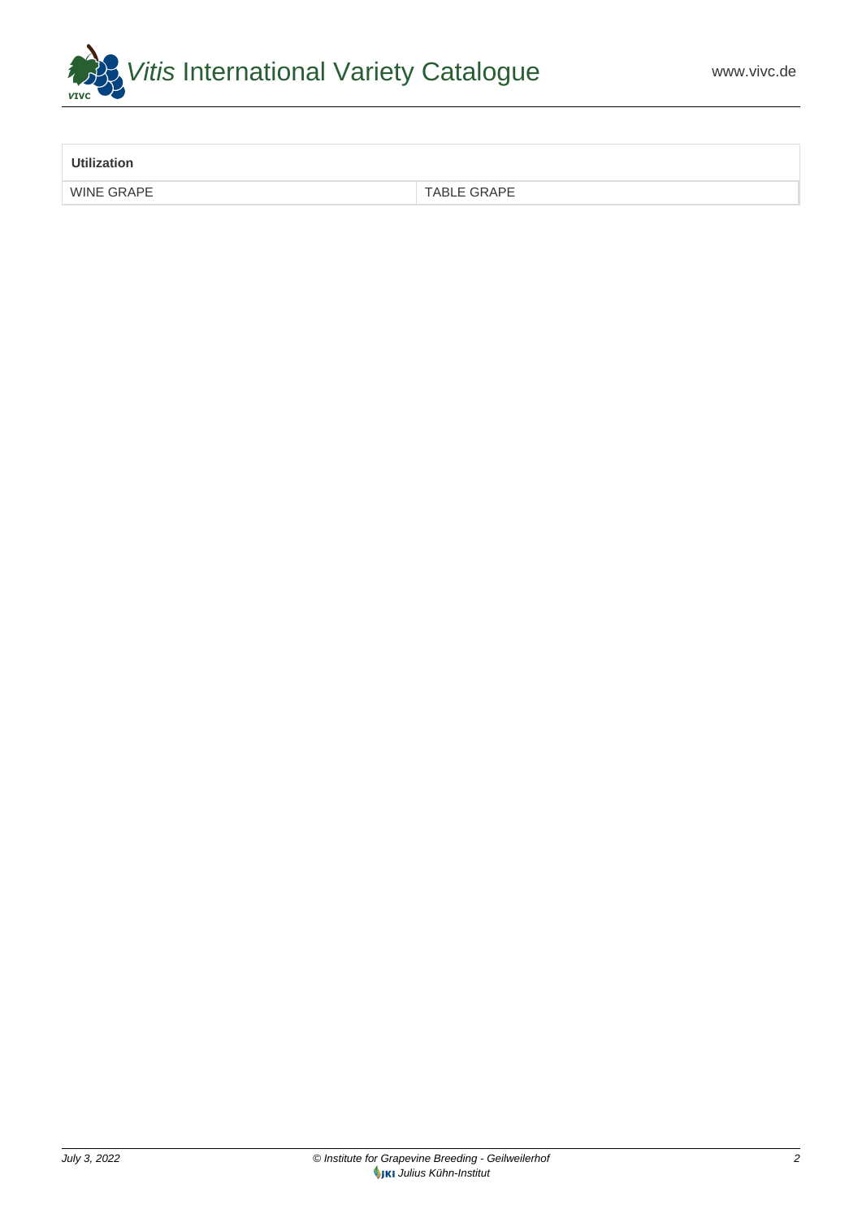| Utilization | |
|---|---|
| WINE GRAPE | TABLE GRAPE |